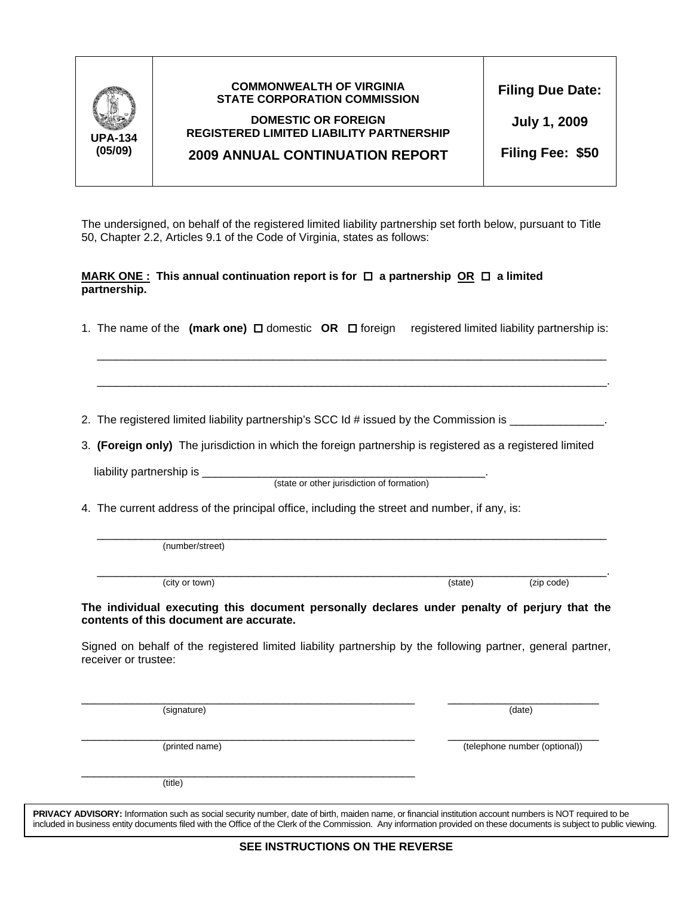UPA-134
(05/09)

**COMMONWEALTH OF VIRGINIA**
**STATE CORPORATION COMMISSION**

**DOMESTIC OR FOREIGN**
**REGISTERED LIMITED LIABILITY PARTNERSHIP**

## 2009 ANNUAL CONTINUATION REPORT

**Filing Due Date:**

**July 1, 2009**

**Filing Fee: $50**

The undersigned, on behalf of the registered limited liability partnership set forth below, pursuant to Title 50, Chapter 2.2, Articles 9.1 of the Code of Virginia, states as follows:

**MARK ONE : This annual continuation report is for ☐ a partnership OR ☐ a limited partnership.**

1. The name of the **(mark one)** ☐ domestic **OR** ☐ foreign registered limited liability partnership is:

   ______________________________________________________________________________

   ______________________________________________________________________________.

2. The registered limited liability partnership's SCC Id # issued by the Commission is _______________.

3. **(Foreign only)** The jurisdiction in which the foreign partnership is registered as a registered limited liability partnership is _______________________________________________.
   (state or other jurisdiction of formation)

4. The current address of the principal office, including the street and number, if any, is:

   ______________________________________________________________________________
   (number/street)

   ______________________________________________________________________________.
   (city or town) (state) (zip code)

**The individual executing this document personally declares under penalty of perjury that the contents of this document are accurate.**

Signed on behalf of the registered limited liability partnership by the following partner, general partner, receiver or trustee:

_______________________________________________ _________________________
(signature) (date)

_______________________________________________ _________________________
(printed name) (telephone number (optional))

_______________________________________________
(title)

**PRIVACY ADVISORY:** Information such as social security number, date of birth, maiden name, or financial institution account numbers is NOT required to be included in business entity documents filed with the Office of the Clerk of the Commission. Any information provided on these documents is subject to public viewing.

**SEE INSTRUCTIONS ON THE REVERSE**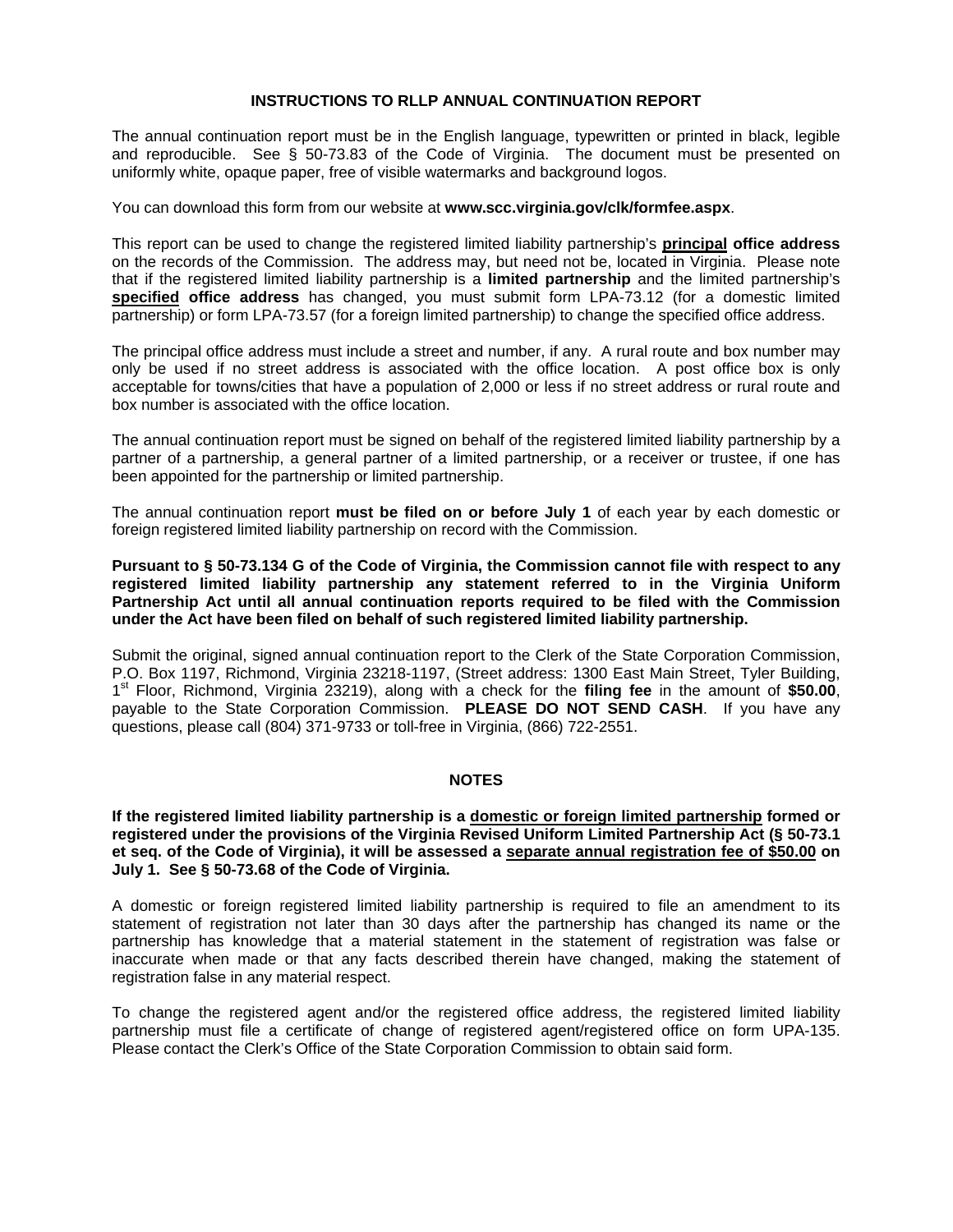# INSTRUCTIONS TO RLLP ANNUAL CONTINUATION REPORT

The annual continuation report must be in the English language, typewritten or printed in black, legible and reproducible. See § 50-73.83 of the Code of Virginia. The document must be presented on uniformly white, opaque paper, free of visible watermarks and background logos.

You can download this form from our website at **www.scc.virginia.gov/clk/formfee.aspx**.

This report can be used to change the registered limited liability partnership's **principal office address** on the records of the Commission. The address may, but need not be, located in Virginia. Please note that if the registered limited liability partnership is a **limited partnership** and the limited partnership's **specified office address** has changed, you must submit form LPA-73.12 (for a domestic limited partnership) or form LPA-73.57 (for a foreign limited partnership) to change the specified office address.

The principal office address must include a street and number, if any. A rural route and box number may only be used if no street address is associated with the office location. A post office box is only acceptable for towns/cities that have a population of 2,000 or less if no street address or rural route and box number is associated with the office location.

The annual continuation report must be signed on behalf of the registered limited liability partnership by a partner of a partnership, a general partner of a limited partnership, or a receiver or trustee, if one has been appointed for the partnership or limited partnership.

The annual continuation report **must be filed on or before July 1** of each year by each domestic or foreign registered limited liability partnership on record with the Commission.

**Pursuant to § 50-73.134 G of the Code of Virginia, the Commission cannot file with respect to any registered limited liability partnership any statement referred to in the Virginia Uniform Partnership Act until all annual continuation reports required to be filed with the Commission under the Act have been filed on behalf of such registered limited liability partnership.**

Submit the original, signed annual continuation report to the Clerk of the State Corporation Commission, P.O. Box 1197, Richmond, Virginia 23218-1197, (Street address: 1300 East Main Street, Tyler Building, 1st Floor, Richmond, Virginia 23219), along with a check for the **filing fee** in the amount of **$50.00**, payable to the State Corporation Commission. **PLEASE DO NOT SEND CASH**. If you have any questions, please call (804) 371-9733 or toll-free in Virginia, (866) 722-2551.

## NOTES

**If the registered limited liability partnership is a domestic or foreign limited partnership formed or registered under the provisions of the Virginia Revised Uniform Limited Partnership Act (§ 50-73.1 et seq. of the Code of Virginia), it will be assessed a separate annual registration fee of $50.00 on July 1. See § 50-73.68 of the Code of Virginia.**

A domestic or foreign registered limited liability partnership is required to file an amendment to its statement of registration not later than 30 days after the partnership has changed its name or the partnership has knowledge that a material statement in the statement of registration was false or inaccurate when made or that any facts described therein have changed, making the statement of registration false in any material respect.

To change the registered agent and/or the registered office address, the registered limited liability partnership must file a certificate of change of registered agent/registered office on form UPA-135. Please contact the Clerk's Office of the State Corporation Commission to obtain said form.